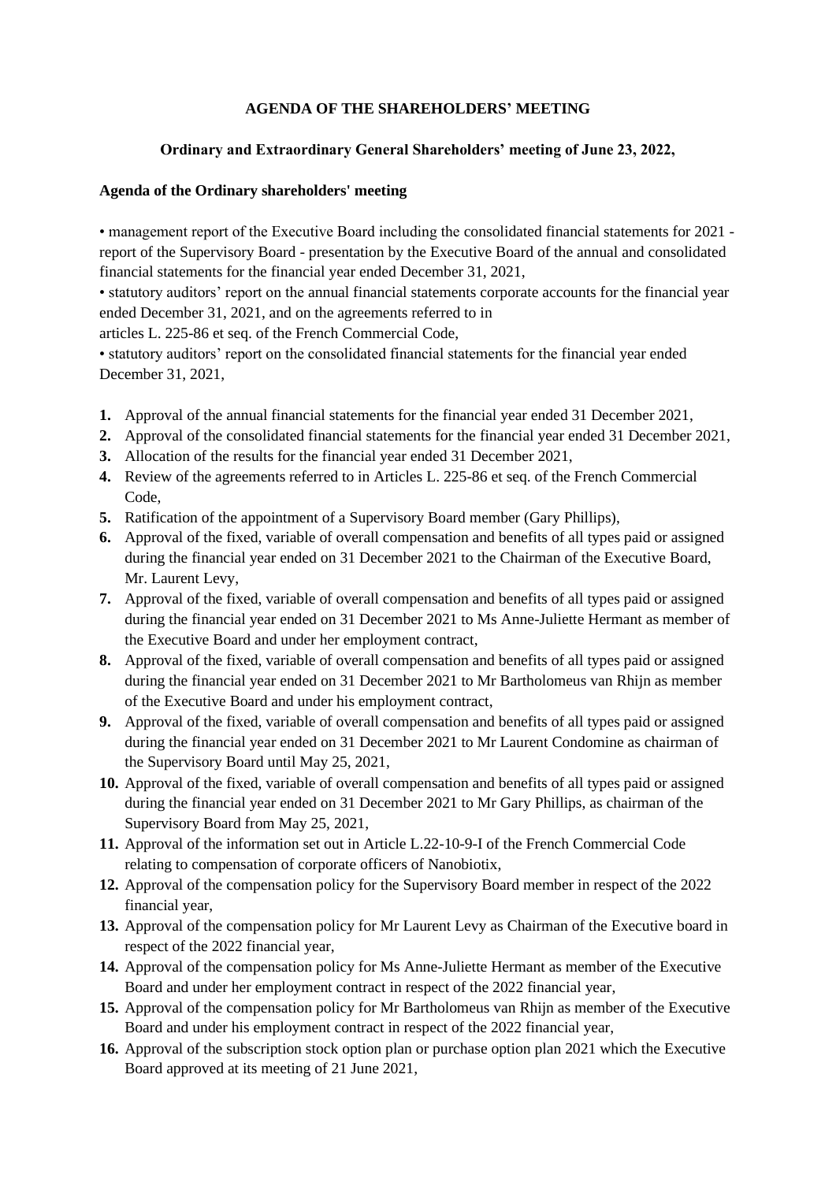**AGENDA OF THE SHAREHOLDERS' MEETING**

**Ordinary and Extraordinary General Shareholders' meeting of June 23, 2022,**

**Agenda of the Ordinary shareholders' meeting**

• management report of the Executive Board including the consolidated financial statements for 2021 - report of the Supervisory Board - presentation by the Executive Board of the annual and consolidated financial statements for the financial year ended December 31, 2021,

• statutory auditors' report on the annual financial statements corporate accounts for the financial year ended December 31, 2021, and on the agreements referred to in articles L. 225-86 et seq. of the French Commercial Code,

• statutory auditors' report on the consolidated financial statements for the financial year ended December 31, 2021,

1. Approval of the annual financial statements for the financial year ended 31 December 2021,
2. Approval of the consolidated financial statements for the financial year ended 31 December 2021,
3. Allocation of the results for the financial year ended 31 December 2021,
4. Review of the agreements referred to in Articles L. 225-86 et seq. of the French Commercial Code,
5. Ratification of the appointment of a Supervisory Board member (Gary Phillips),
6. Approval of the fixed, variable of overall compensation and benefits of all types paid or assigned during the financial year ended on 31 December 2021 to the Chairman of the Executive Board, Mr. Laurent Levy,
7. Approval of the fixed, variable of overall compensation and benefits of all types paid or assigned during the financial year ended on 31 December 2021 to Ms Anne-Juliette Hermant as member of the Executive Board and under her employment contract,
8. Approval of the fixed, variable of overall compensation and benefits of all types paid or assigned during the financial year ended on 31 December 2021 to Mr Bartholomeus van Rhijn as member of the Executive Board and under his employment contract,
9. Approval of the fixed, variable of overall compensation and benefits of all types paid or assigned during the financial year ended on 31 December 2021 to Mr Laurent Condomine as chairman of the Supervisory Board until May 25, 2021,
10. Approval of the fixed, variable of overall compensation and benefits of all types paid or assigned during the financial year ended on 31 December 2021 to Mr Gary Phillips, as chairman of the Supervisory Board from May 25, 2021,
11. Approval of the information set out in Article L.22-10-9-I of the French Commercial Code relating to compensation of corporate officers of Nanobiotix,
12. Approval of the compensation policy for the Supervisory Board member in respect of the 2022 financial year,
13. Approval of the compensation policy for Mr Laurent Levy as Chairman of the Executive board in respect of the 2022 financial year,
14. Approval of the compensation policy for Ms Anne-Juliette Hermant as member of the Executive Board and under her employment contract in respect of the 2022 financial year,
15. Approval of the compensation policy for Mr Bartholomeus van Rhijn as member of the Executive Board and under his employment contract in respect of the 2022 financial year,
16. Approval of the subscription stock option plan or purchase option plan 2021 which the Executive Board approved at its meeting of 21 June 2021,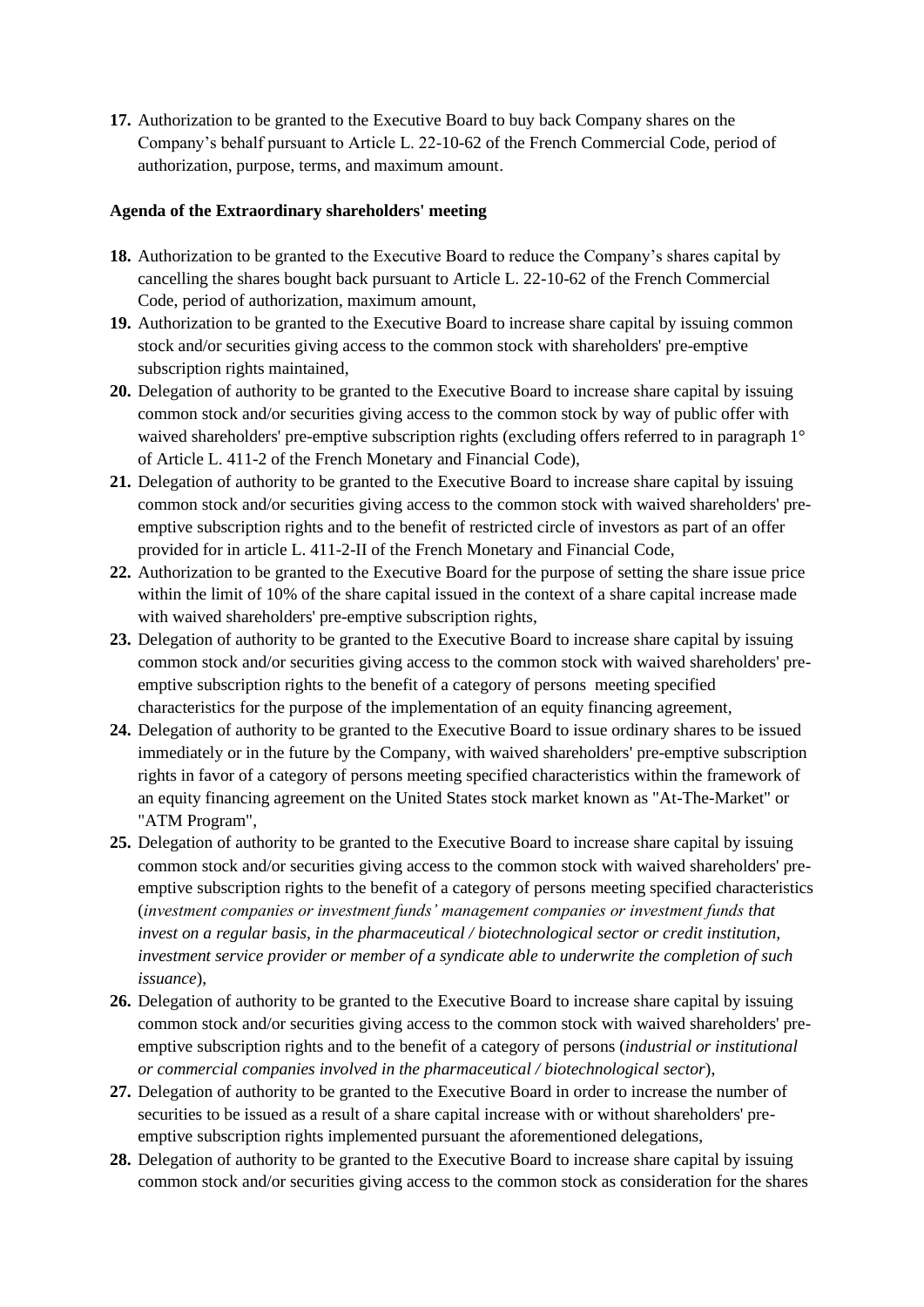**17.** Authorization to be granted to the Executive Board to buy back Company shares on the Company's behalf pursuant to Article L. 22-10-62 of the French Commercial Code, period of authorization, purpose, terms, and maximum amount.

**Agenda of the Extraordinary shareholders' meeting**

**18.** Authorization to be granted to the Executive Board to reduce the Company's shares capital by cancelling the shares bought back pursuant to Article L. 22-10-62 of the French Commercial Code, period of authorization, maximum amount,

**19.** Authorization to be granted to the Executive Board to increase share capital by issuing common stock and/or securities giving access to the common stock with shareholders' pre-emptive subscription rights maintained,

**20.** Delegation of authority to be granted to the Executive Board to increase share capital by issuing common stock and/or securities giving access to the common stock by way of public offer with waived shareholders' pre-emptive subscription rights (excluding offers referred to in paragraph 1° of Article L. 411-2 of the French Monetary and Financial Code),

**21.** Delegation of authority to be granted to the Executive Board to increase share capital by issuing common stock and/or securities giving access to the common stock with waived shareholders' pre-emptive subscription rights and to the benefit of restricted circle of investors as part of an offer provided for in article L. 411-2-II of the French Monetary and Financial Code,

**22.** Authorization to be granted to the Executive Board for the purpose of setting the share issue price within the limit of 10% of the share capital issued in the context of a share capital increase made with waived shareholders' pre-emptive subscription rights,

**23.** Delegation of authority to be granted to the Executive Board to increase share capital by issuing common stock and/or securities giving access to the common stock with waived shareholders' pre-emptive subscription rights to the benefit of a category of persons meeting specified characteristics for the purpose of the implementation of an equity financing agreement,

**24.** Delegation of authority to be granted to the Executive Board to issue ordinary shares to be issued immediately or in the future by the Company, with waived shareholders' pre-emptive subscription rights in favor of a category of persons meeting specified characteristics within the framework of an equity financing agreement on the United States stock market known as "At-The-Market" or "ATM Program",

**25.** Delegation of authority to be granted to the Executive Board to increase share capital by issuing common stock and/or securities giving access to the common stock with waived shareholders' pre-emptive subscription rights to the benefit of a category of persons meeting specified characteristics (*investment companies or investment funds' management companies or investment funds that invest on a regular basis, in the pharmaceutical / biotechnological sector or credit institution, investment service provider or member of a syndicate able to underwrite the completion of such issuance*),

**26.** Delegation of authority to be granted to the Executive Board to increase share capital by issuing common stock and/or securities giving access to the common stock with waived shareholders' pre-emptive subscription rights and to the benefit of a category of persons (*industrial or institutional or commercial companies involved in the pharmaceutical / biotechnological sector*),

**27.** Delegation of authority to be granted to the Executive Board in order to increase the number of securities to be issued as a result of a share capital increase with or without shareholders' pre-emptive subscription rights implemented pursuant the aforementioned delegations,

**28.** Delegation of authority to be granted to the Executive Board to increase share capital by issuing common stock and/or securities giving access to the common stock as consideration for the shares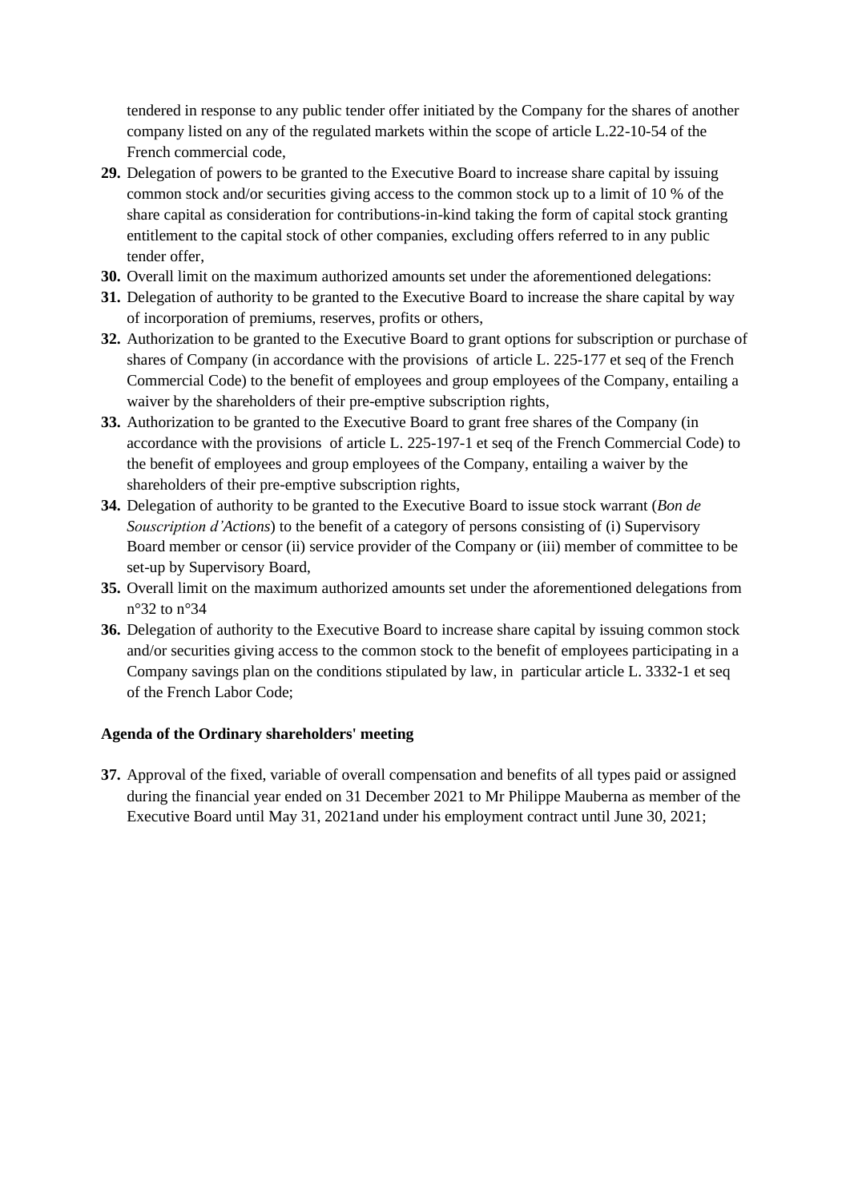tendered in response to any public tender offer initiated by the Company for the shares of another company listed on any of the regulated markets within the scope of article L.22-10-54 of the French commercial code,

**29.** Delegation of powers to be granted to the Executive Board to increase share capital by issuing common stock and/or securities giving access to the common stock up to a limit of 10 % of the share capital as consideration for contributions-in-kind taking the form of capital stock granting entitlement to the capital stock of other companies, excluding offers referred to in any public tender offer,

**30.** Overall limit on the maximum authorized amounts set under the aforementioned delegations:

**31.** Delegation of authority to be granted to the Executive Board to increase the share capital by way of incorporation of premiums, reserves, profits or others,

**32.** Authorization to be granted to the Executive Board to grant options for subscription or purchase of shares of Company (in accordance with the provisions of article L. 225-177 et seq of the French Commercial Code) to the benefit of employees and group employees of the Company, entailing a waiver by the shareholders of their pre-emptive subscription rights,

**33.** Authorization to be granted to the Executive Board to grant free shares of the Company (in accordance with the provisions of article L. 225-197-1 et seq of the French Commercial Code) to the benefit of employees and group employees of the Company, entailing a waiver by the shareholders of their pre-emptive subscription rights,

**34.** Delegation of authority to be granted to the Executive Board to issue stock warrant (*Bon de Souscription d'Actions*) to the benefit of a category of persons consisting of (i) Supervisory Board member or censor (ii) service provider of the Company or (iii) member of committee to be set-up by Supervisory Board,

**35.** Overall limit on the maximum authorized amounts set under the aforementioned delegations from n°32 to n°34

**36.** Delegation of authority to the Executive Board to increase share capital by issuing common stock and/or securities giving access to the common stock to the benefit of employees participating in a Company savings plan on the conditions stipulated by law, in particular article L. 3332-1 et seq of the French Labor Code;

**Agenda of the Ordinary shareholders' meeting**

**37.** Approval of the fixed, variable of overall compensation and benefits of all types paid or assigned during the financial year ended on 31 December 2021 to Mr Philippe Mauberna as member of the Executive Board until May 31, 2021and under his employment contract until June 30, 2021;